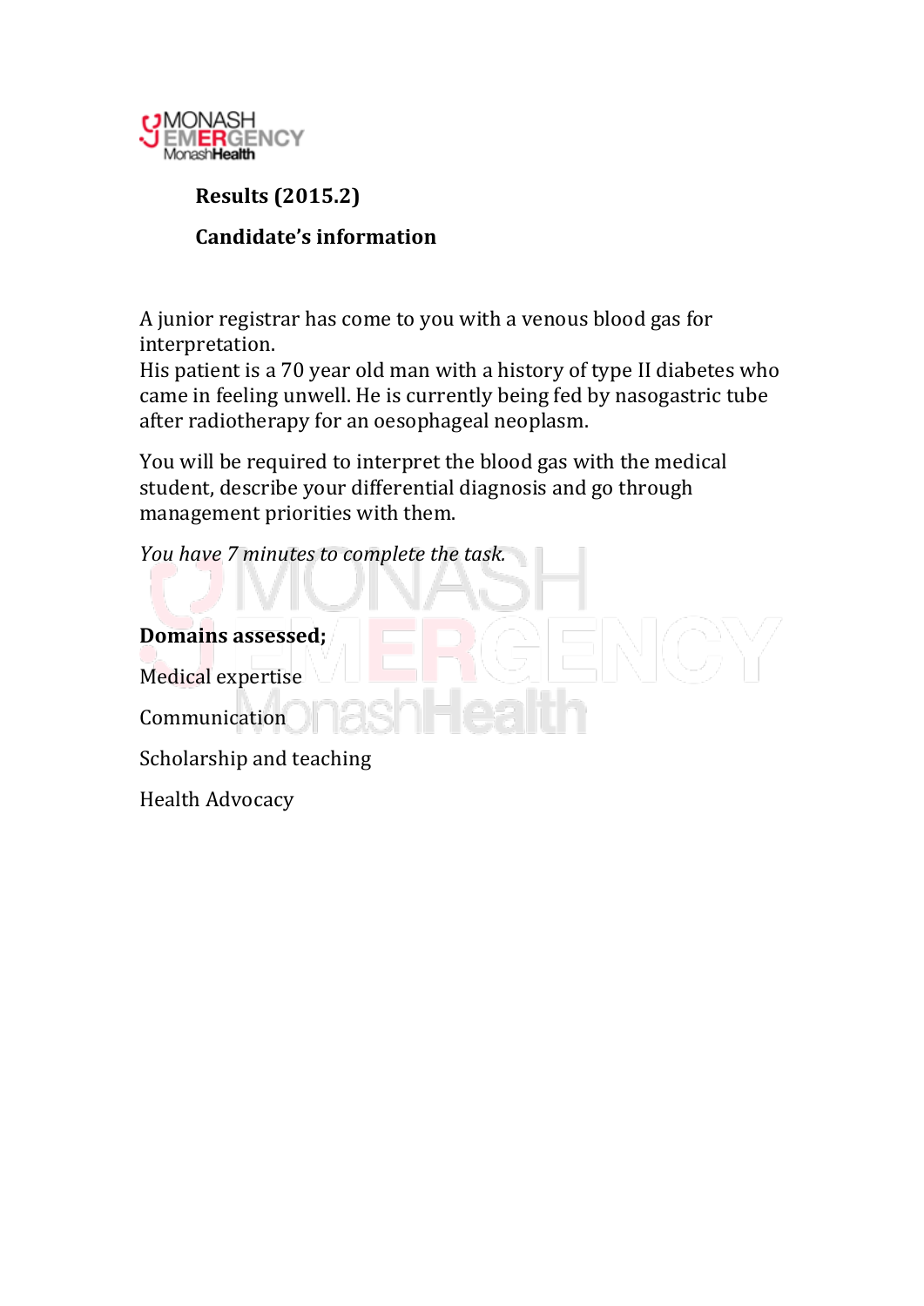**Results (2015.2)**

**Candidate's information**

A junior registrar has come to you with a venous blood gas for interpretation.
His patient is a 70 year old man with a history of type II diabetes who came in feeling unwell. He is currently being fed by nasogastric tube after radiotherapy for an oesophageal neoplasm.

You will be required to interpret the blood gas with the medical student, describe your differential diagnosis and go through management priorities with them.

*You have 7 minutes to complete the task.*

**Domains assessed;**

Medical expertise

Communication

Scholarship and teaching

Health Advocacy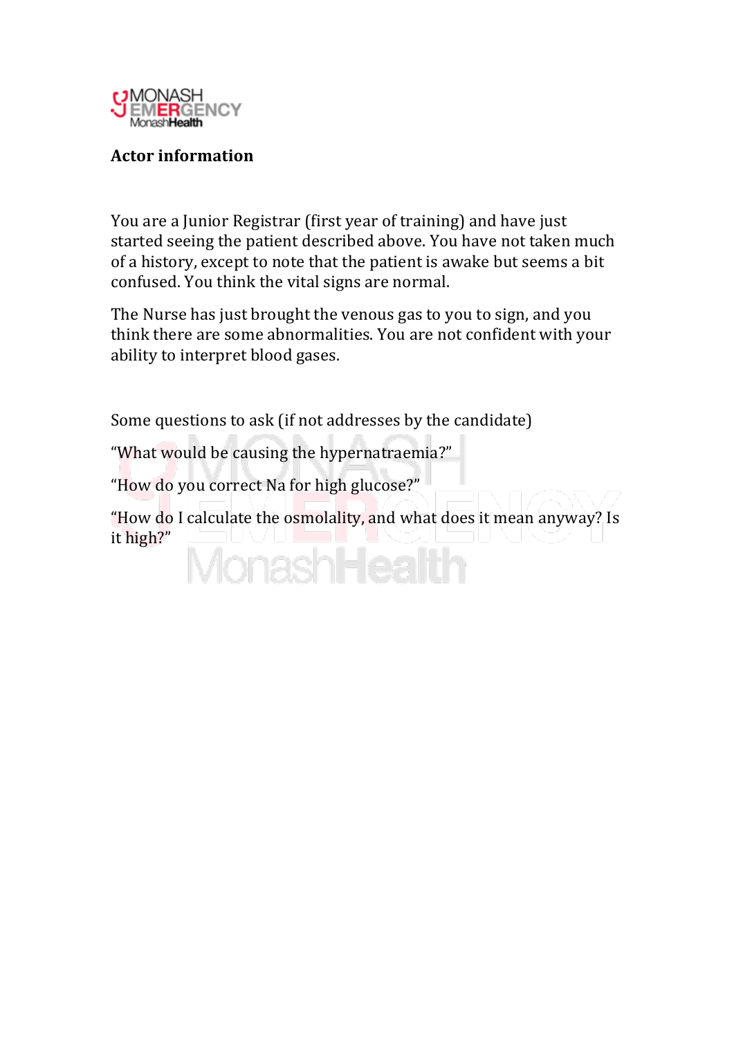**Actor information**

You are a Junior Registrar (first year of training) and have just started seeing the patient described above. You have not taken much of a history, except to note that the patient is awake but seems a bit confused. You think the vital signs are normal.

The Nurse has just brought the venous gas to you to sign, and you think there are some abnormalities. You are not confident with your ability to interpret blood gases.

Some questions to ask (if not addresses by the candidate)

"What would be causing the hypernatraemia?"

"How do you correct Na for high glucose?"

"How do I calculate the osmolality, and what does it mean anyway? Is it high?"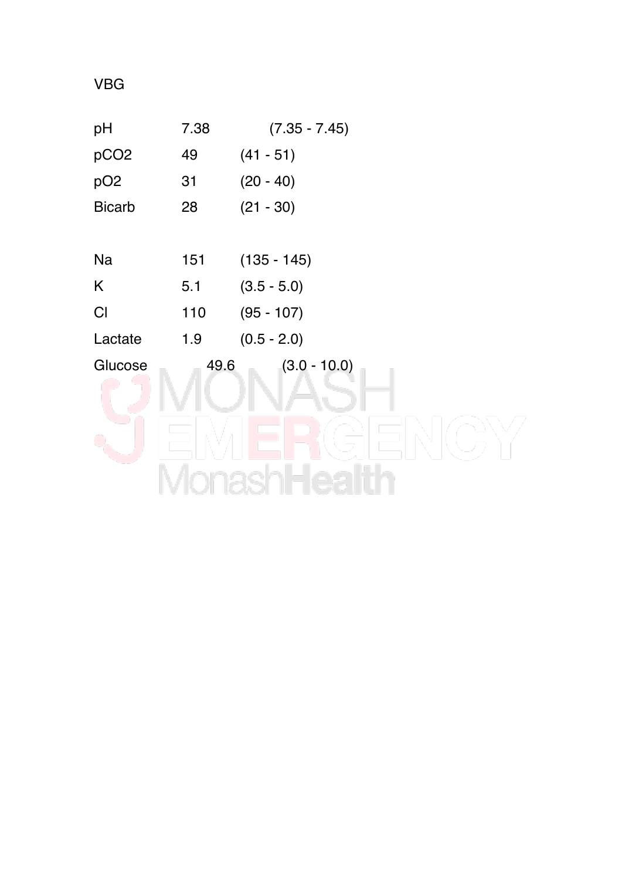VBG

| | | |
|---|---|---|
| pH | 7.38 | (7.35 - 7.45) |
| $pCO_2$ | 49 | (41 - 51) |
| $pO_2$ | 31 | (20 - 40) |
| Bicarb | 28 | (21 - 30) |
| | | |
| Na | 151 | (135 - 145) |
| K | 5.1 | (3.5 - 5.0) |
| Cl | 110 | (95 - 107) |
| Lactate | 1.9 | (0.5 - 2.0) |
| Glucose | 49.6 | (3.0 - 10.0) |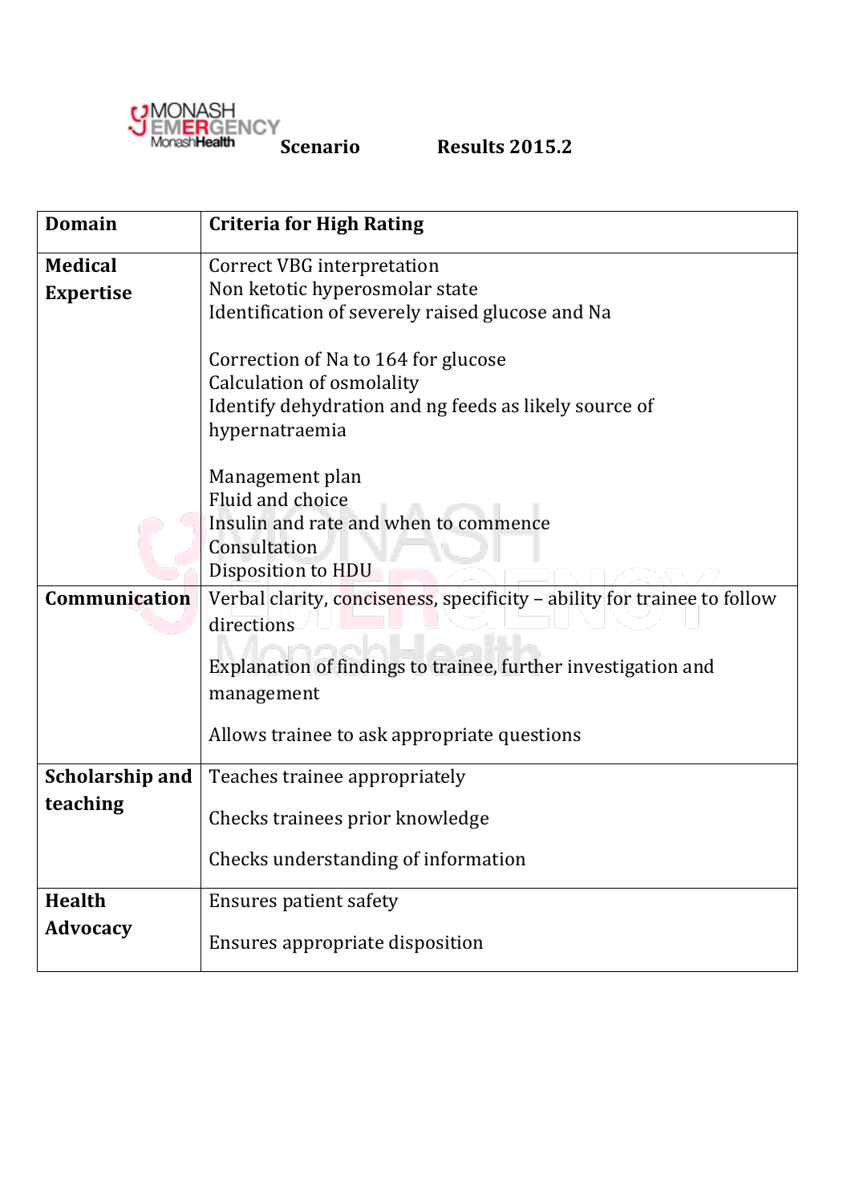**Scenario Results 2015.2**

| Domain | Criteria for High Rating |
|---|---|
| **Medical Expertise** | Correct VBG interpretation<br>Non ketotic hyperosmolar state<br>Identification of severely raised glucose and Na<br><br>Correction of Na to 164 for glucose<br>Calculation of osmolality<br>Identify dehydration and ng feeds as likely source of hypernatraemia<br><br>Management plan<br>Fluid and choice<br>Insulin and rate and when to commence<br>Consultation<br>Disposition to HDU |
| **Communication** | Verbal clarity, conciseness, specificity – ability for trainee to follow directions<br><br>Explanation of findings to trainee, further investigation and management<br><br>Allows trainee to ask appropriate questions |
| **Scholarship and teaching** | Teaches trainee appropriately<br><br>Checks trainees prior knowledge<br><br>Checks understanding of information |
| **Health Advocacy** | Ensures patient safety<br><br>Ensures appropriate disposition |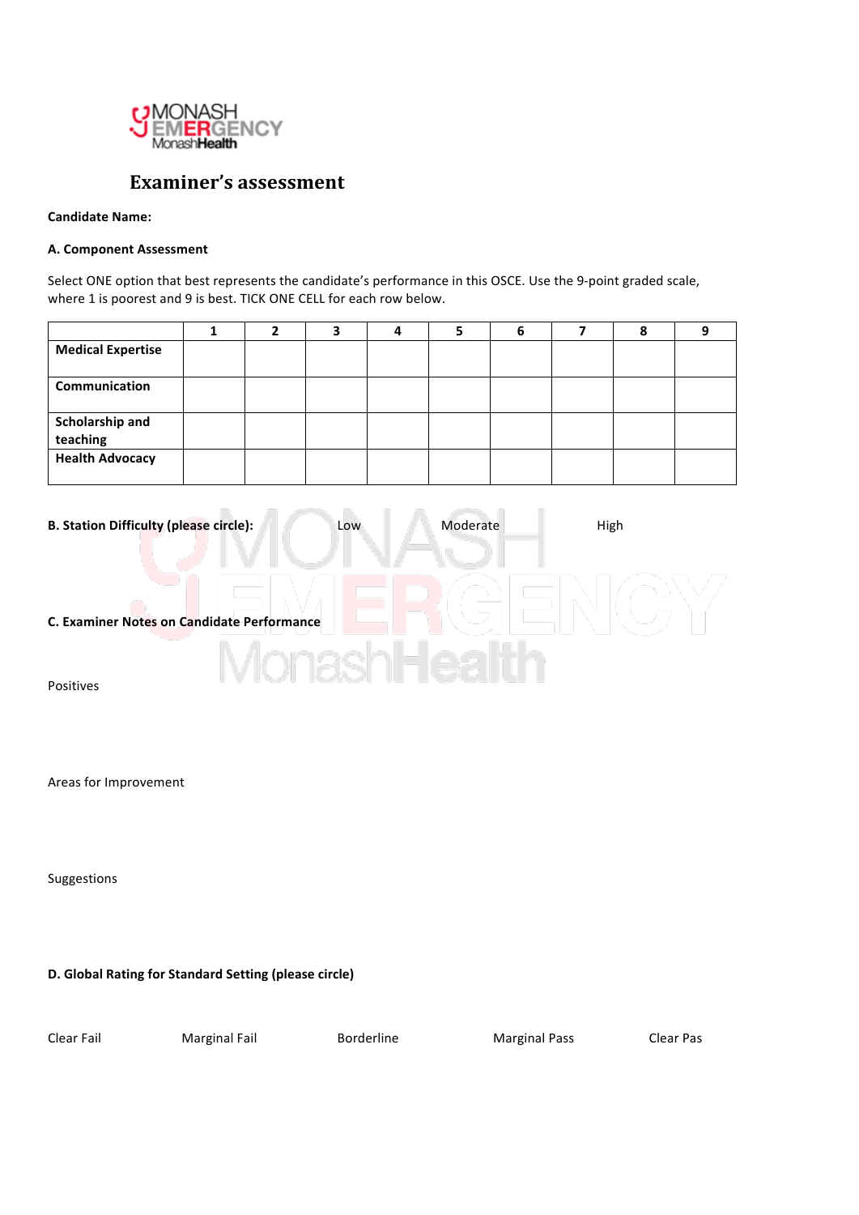# Examiner's assessment

**Candidate Name:**

**A. Component Assessment**

Select ONE option that best represents the candidate's performance in this OSCE. Use the 9-point graded scale, where 1 is poorest and 9 is best. TICK ONE CELL for each row below.

| | 1 | 2 | 3 | 4 | 5 | 6 | 7 | 8 | 9 |
|---|---|---|---|---|---|---|---|---|---|
| **Medical Expertise** | | | | | | | | | |
| **Communication** | | | | | | | | | |
| **Scholarship and teaching** | | | | | | | | | |
| **Health Advocacy** | | | | | | | | | |

**B. Station Difficulty (please circle):** Low Moderate High

**C. Examiner Notes on Candidate Performance**

Positives

Areas for Improvement

Suggestions

**D. Global Rating for Standard Setting (please circle)**

Clear Fail Marginal Fail Borderline Marginal Pass Clear Pas